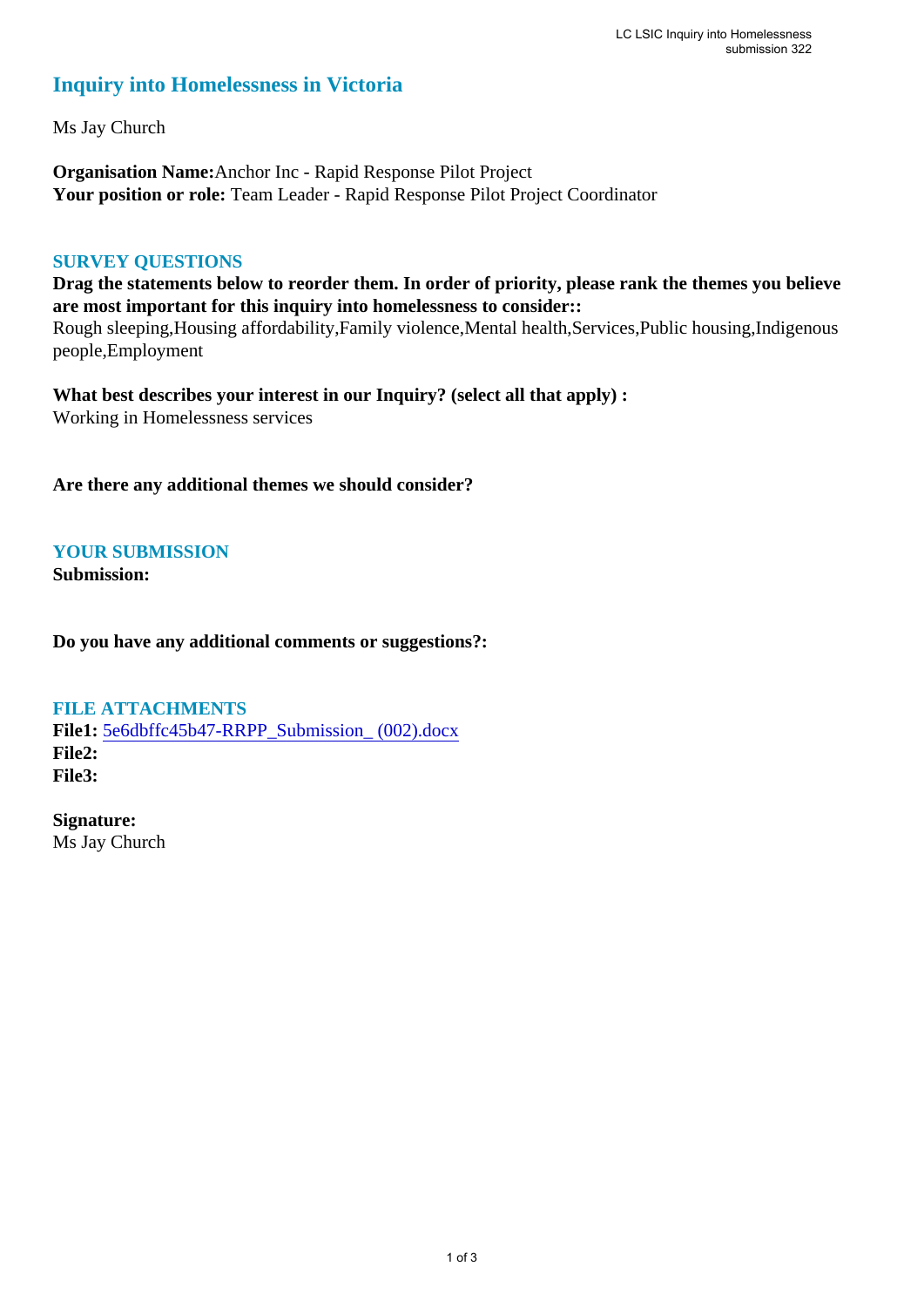# Inquiry into Homelessness in Victoria

Ms Jay Church

**Organisation Name:** Anchor Inc - Rapid Response Pilot Project
**Your position or role:** Team Leader - Rapid Response Pilot Project Coordinator

## SURVEY QUESTIONS

**Drag the statements below to reorder them. In order of priority, please rank the themes you believe are most important for this inquiry into homelessness to consider::**
Rough sleeping,Housing affordability,Family violence,Mental health,Services,Public housing,Indigenous people,Employment

**What best describes your interest in our Inquiry? (select all that apply) :**
Working in Homelessness services

**Are there any additional themes we should consider?**

## YOUR SUBMISSION

**Submission:**

**Do you have any additional comments or suggestions?:**

## FILE ATTACHMENTS

**File1:** 5e6dbffc45b47-RRPP_Submission_ (002).docx
**File2:**
**File3:**

**Signature:**
Ms Jay Church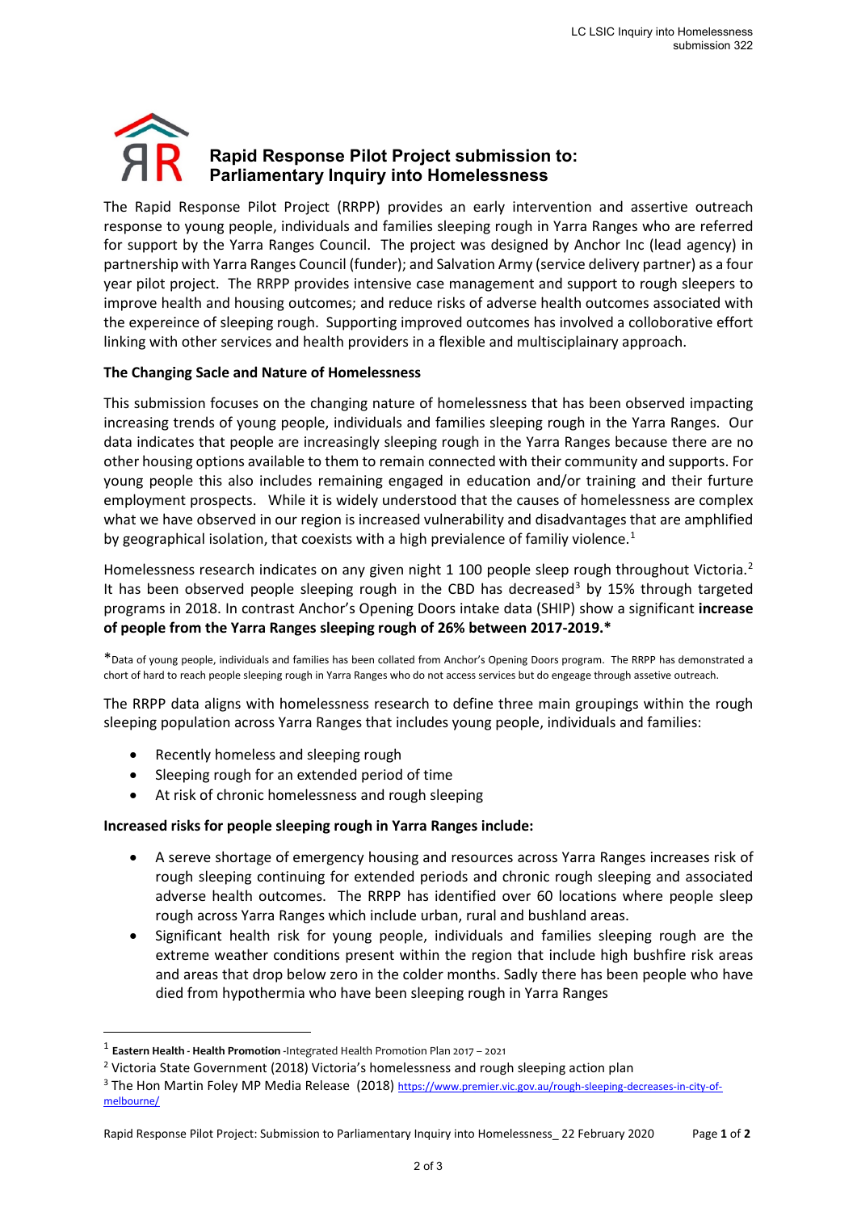# Rapid Response Pilot Project submission to: Parliamentary Inquiry into Homelessness

The Rapid Response Pilot Project (RRPP) provides an early intervention and assertive outreach response to young people, individuals and families sleeping rough in Yarra Ranges who are referred for support by the Yarra Ranges Council. The project was designed by Anchor Inc (lead agency) in partnership with Yarra Ranges Council (funder); and Salvation Army (service delivery partner) as a four year pilot project. The RRPP provides intensive case management and support to rough sleepers to improve health and housing outcomes; and reduce risks of adverse health outcomes associated with the expereince of sleeping rough. Supporting improved outcomes has involved a colloborative effort linking with other services and health providers in a flexible and multisciplainary approach.

**The Changing Sacle and Nature of Homelessness**

This submission focuses on the changing nature of homelessness that has been observed impacting increasing trends of young people, individuals and families sleeping rough in the Yarra Ranges. Our data indicates that people are increasingly sleeping rough in the Yarra Ranges because there are no other housing options available to them to remain connected with their community and supports. For young people this also includes remaining engaged in education and/or training and their furture employment prospects. While it is widely understood that the causes of homelessness are complex what we have observed in our region is increased vulnerability and disadvantages that are amphlified by geographical isolation, that coexists with a high previalence of familiy violence.[1]

Homelessness research indicates on any given night 1 100 people sleep rough throughout Victoria.[2] It has been observed people sleeping rough in the CBD has decreased[3] by 15% through targeted programs in 2018. In contrast Anchor's Opening Doors intake data (SHIP) show a significant **increase of people from the Yarra Ranges sleeping rough of 26% between 2017-2019.***

*Data of young people, individuals and families has been collated from Anchor's Opening Doors program. The RRPP has demonstrated a chort of hard to reach people sleeping rough in Yarra Ranges who do not access services but do engeage through assetive outreach.

The RRPP data aligns with homelessness research to define three main groupings within the rough sleeping population across Yarra Ranges that includes young people, individuals and families:

- Recently homeless and sleeping rough
- Sleeping rough for an extended period of time
- At risk of chronic homelessness and rough sleeping

**Increased risks for people sleeping rough in Yarra Ranges include:**

- A sereve shortage of emergency housing and resources across Yarra Ranges increases risk of rough sleeping continuing for extended periods and chronic rough sleeping and associated adverse health outcomes. The RRPP has identified over 60 locations where people sleep rough across Yarra Ranges which include urban, rural and bushland areas.
- Significant health risk for young people, individuals and families sleeping rough are the extreme weather conditions present within the region that include high bushfire risk areas and areas that drop below zero in the colder months. Sadly there has been people who have died from hypothermia who have been sleeping rough in Yarra Ranges

---

[1] **Eastern Health - Health Promotion** -Integrated Health Promotion Plan 2017 – 2021

[2] Victoria State Government (2018) Victoria's homelessness and rough sleeping action plan

[3] The Hon Martin Foley MP Media Release (2018) https://www.premier.vic.gov.au/rough-sleeping-decreases-in-city-of-melbourne/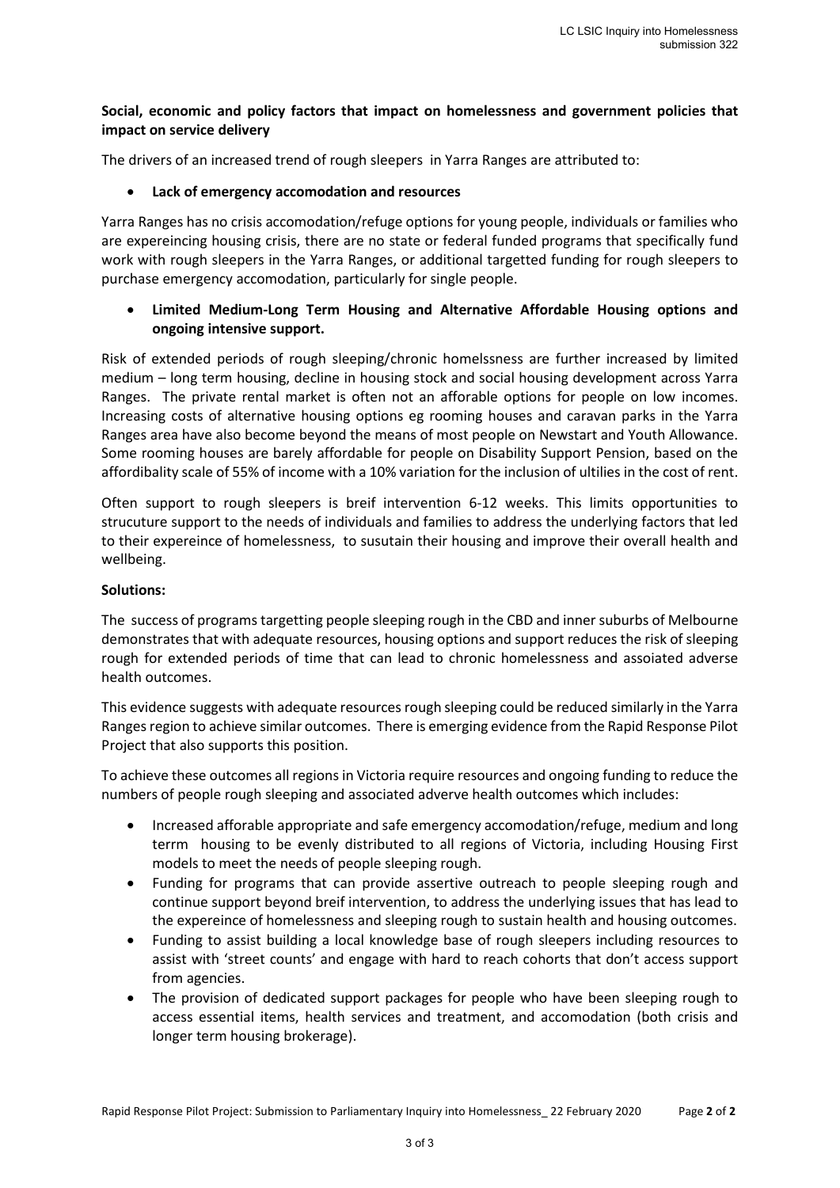**Social, economic and policy factors that impact on homelessness and government policies that impact on service delivery**

The drivers of an increased trend of rough sleepers in Yarra Ranges are attributed to:

- **Lack of emergency accomodation and resources**

Yarra Ranges has no crisis accomodation/refuge options for young people, individuals or families who are expereincing housing crisis, there are no state or federal funded programs that specifically fund work with rough sleepers in the Yarra Ranges, or additional targetted funding for rough sleepers to purchase emergency accomodation, particularly for single people.

- **Limited Medium-Long Term Housing and Alternative Affordable Housing options and ongoing intensive support.**

Risk of extended periods of rough sleeping/chronic homelssness are further increased by limited medium – long term housing, decline in housing stock and social housing development across Yarra Ranges. The private rental market is often not an afforable options for people on low incomes. Increasing costs of alternative housing options eg rooming houses and caravan parks in the Yarra Ranges area have also become beyond the means of most people on Newstart and Youth Allowance. Some rooming houses are barely affordable for people on Disability Support Pension, based on the affordibality scale of 55% of income with a 10% variation for the inclusion of ultilies in the cost of rent.

Often support to rough sleepers is breif intervention 6-12 weeks. This limits opportunities to strucuture support to the needs of individuals and families to address the underlying factors that led to their expereince of homelessness, to susutain their housing and improve their overall health and wellbeing.

**Solutions:**

The success of programs targetting people sleeping rough in the CBD and inner suburbs of Melbourne demonstrates that with adequate resources, housing options and support reduces the risk of sleeping rough for extended periods of time that can lead to chronic homelessness and assoiated adverse health outcomes.

This evidence suggests with adequate resources rough sleeping could be reduced similarly in the Yarra Ranges region to achieve similar outcomes. There is emerging evidence from the Rapid Response Pilot Project that also supports this position.

To achieve these outcomes all regions in Victoria require resources and ongoing funding to reduce the numbers of people rough sleeping and associated adverve health outcomes which includes:

- Increased afforable appropriate and safe emergency accomodation/refuge, medium and long terrm housing to be evenly distributed to all regions of Victoria, including Housing First models to meet the needs of people sleeping rough.
- Funding for programs that can provide assertive outreach to people sleeping rough and continue support beyond breif intervention, to address the underlying issues that has lead to the expereince of homelessness and sleeping rough to sustain health and housing outcomes.
- Funding to assist building a local knowledge base of rough sleepers including resources to assist with 'street counts' and engage with hard to reach cohorts that don't access support from agencies.
- The provision of dedicated support packages for people who have been sleeping rough to access essential items, health services and treatment, and accomodation (both crisis and longer term housing brokerage).